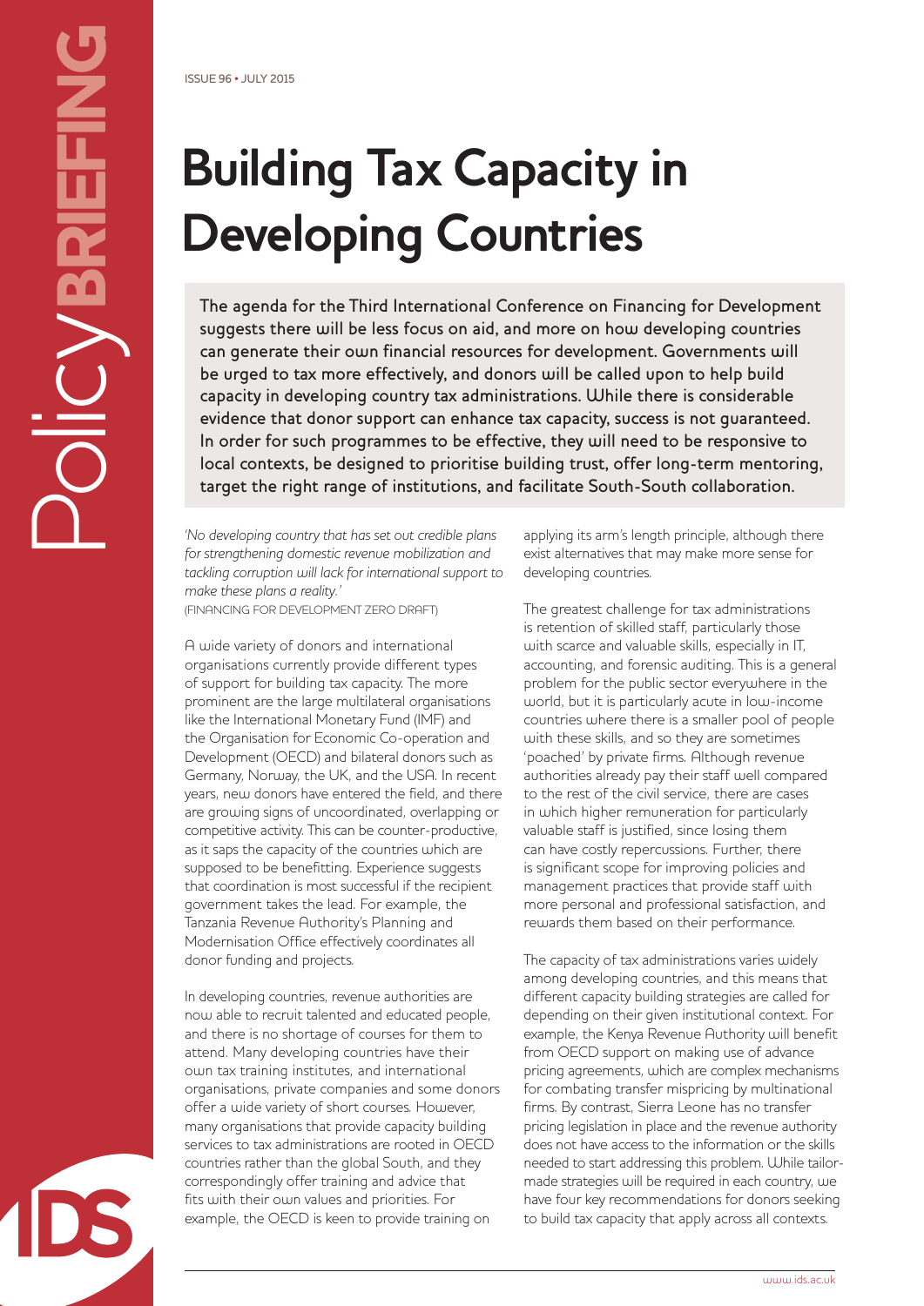ISSUE 96 • JULY 2015

# Building Tax Capacity in Developing Countries

**The agenda for the Third International Conference on Financing for Development suggests there will be less focus on aid, and more on how developing countries can generate their own financial resources for development. Governments will be urged to tax more effectively, and donors will be called upon to help build capacity in developing country tax administrations. While there is considerable evidence that donor support can enhance tax capacity, success is not guaranteed. In order for such programmes to be effective, they will need to be responsive to local contexts, be designed to prioritise building trust, offer long-term mentoring, target the right range of institutions, and facilitate South-South collaboration.**

*'No developing country that has set out credible plans for strengthening domestic revenue mobilization and tackling corruption will lack for international support to make these plans a reality.'*
(FINANCING FOR DEVELOPMENT ZERO DRAFT)

A wide variety of donors and international organisations currently provide different types of support for building tax capacity. The more prominent are the large multilateral organisations like the International Monetary Fund (IMF) and the Organisation for Economic Co-operation and Development (OECD) and bilateral donors such as Germany, Norway, the UK, and the USA. In recent years, new donors have entered the field, and there are growing signs of uncoordinated, overlapping or competitive activity. This can be counter-productive, as it saps the capacity of the countries which are supposed to be benefitting. Experience suggests that coordination is most successful if the recipient government takes the lead. For example, the Tanzania Revenue Authority's Planning and Modernisation Office effectively coordinates all donor funding and projects.

In developing countries, revenue authorities are now able to recruit talented and educated people, and there is no shortage of courses for them to attend. Many developing countries have their own tax training institutes, and international organisations, private companies and some donors offer a wide variety of short courses. However, many organisations that provide capacity building services to tax administrations are rooted in OECD countries rather than the global South, and they correspondingly offer training and advice that fits with their own values and priorities. For example, the OECD is keen to provide training on applying its arm's length principle, although there exist alternatives that may make more sense for developing countries.

The greatest challenge for tax administrations is retention of skilled staff, particularly those with scarce and valuable skills, especially in IT, accounting, and forensic auditing. This is a general problem for the public sector everywhere in the world, but it is particularly acute in low-income countries where there is a smaller pool of people with these skills, and so they are sometimes 'poached' by private firms. Although revenue authorities already pay their staff well compared to the rest of the civil service, there are cases in which higher remuneration for particularly valuable staff is justified, since losing them can have costly repercussions. Further, there is significant scope for improving policies and management practices that provide staff with more personal and professional satisfaction, and rewards them based on their performance.

The capacity of tax administrations varies widely among developing countries, and this means that different capacity building strategies are called for depending on their given institutional context. For example, the Kenya Revenue Authority will benefit from OECD support on making use of advance pricing agreements, which are complex mechanisms for combating transfer mispricing by multinational firms. By contrast, Sierra Leone has no transfer pricing legislation in place and the revenue authority does not have access to the information or the skills needed to start addressing this problem. While tailor-made strategies will be required in each country, we have four key recommendations for donors seeking to build tax capacity that apply across all contexts.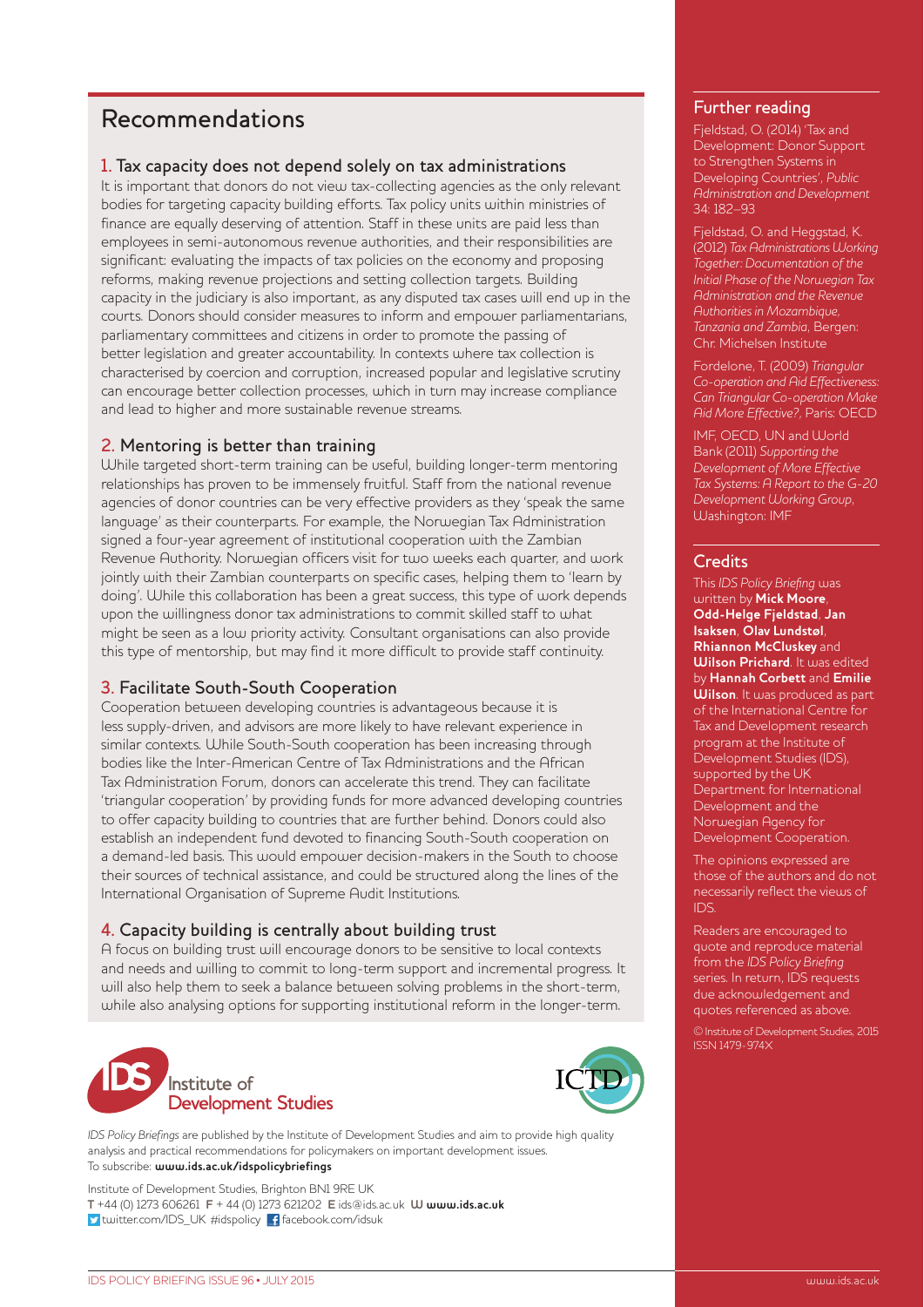## Recommendations

### 1. Tax capacity does not depend solely on tax administrations

It is important that donors do not view tax-collecting agencies as the only relevant bodies for targeting capacity building efforts. Tax policy units within ministries of finance are equally deserving of attention. Staff in these units are paid less than employees in semi-autonomous revenue authorities, and their responsibilities are significant: evaluating the impacts of tax policies on the economy and proposing reforms, making revenue projections and setting collection targets. Building capacity in the judiciary is also important, as any disputed tax cases will end up in the courts. Donors should consider measures to inform and empower parliamentarians, parliamentary committees and citizens in order to promote the passing of better legislation and greater accountability. In contexts where tax collection is characterised by coercion and corruption, increased popular and legislative scrutiny can encourage better collection processes, which in turn may increase compliance and lead to higher and more sustainable revenue streams.

### 2. Mentoring is better than training

While targeted short-term training can be useful, building longer-term mentoring relationships has proven to be immensely fruitful. Staff from the national revenue agencies of donor countries can be very effective providers as they 'speak the same language' as their counterparts. For example, the Norwegian Tax Administration signed a four-year agreement of institutional cooperation with the Zambian Revenue Authority. Norwegian officers visit for two weeks each quarter, and work jointly with their Zambian counterparts on specific cases, helping them to 'learn by doing'. While this collaboration has been a great success, this type of work depends upon the willingness donor tax administrations to commit skilled staff to what might be seen as a low priority activity. Consultant organisations can also provide this type of mentorship, but may find it more difficult to provide staff continuity.

### 3. Facilitate South-South Cooperation

Cooperation between developing countries is advantageous because it is less supply-driven, and advisors are more likely to have relevant experience in similar contexts. While South-South cooperation has been increasing through bodies like the Inter-American Centre of Tax Administrations and the African Tax Administration Forum, donors can accelerate this trend. They can facilitate 'triangular cooperation' by providing funds for more advanced developing countries to offer capacity building to countries that are further behind. Donors could also establish an independent fund devoted to financing South-South cooperation on a demand-led basis. This would empower decision-makers in the South to choose their sources of technical assistance, and could be structured along the lines of the International Organisation of Supreme Audit Institutions.

### 4. Capacity building is centrally about building trust

A focus on building trust will encourage donors to be sensitive to local contexts and needs and willing to commit to long-term support and incremental progress. It will also help them to seek a balance between solving problems in the short-term, while also analysing options for supporting institutional reform in the longer-term.

IDS Institute of Development Studies

ICTD

*IDS Policy Briefings* are published by the Institute of Development Studies and aim to provide high quality analysis and practical recommendations for policymakers on important development issues.
To subscribe: **www.ids.ac.uk/idspolicybriefings**

Institute of Development Studies, Brighton BN1 9RE UK
**T** +44 (0) 1273 606261 **F** + 44 (0) 1273 621202 **E** ids@ids.ac.uk **W** **www.ids.ac.uk**
twitter.com/IDS_UK #idspolicy facebook.com/idsuk

## Further reading

Fjeldstad, O. (2014) 'Tax and Development: Donor Support to Strengthen Systems in Developing Countries', *Public Administration and Development* 34: 182–93

Fjeldstad, O. and Heggstad, K. (2012) *Tax Administrations Working Together: Documentation of the Initial Phase of the Norwegian Tax Administration and the Revenue Authorities in Mozambique, Tanzania and Zambia*, Bergen: Chr. Michelsen Institute

Fordelone, T. (2009) *Triangular Co-operation and Aid Effectiveness: Can Triangular Co-operation Make Aid More Effective?*, Paris: OECD

IMF, OECD, UN and World Bank (2011) *Supporting the Development of More Effective Tax Systems: A Report to the G-20 Development Working Group*, Washington: IMF

## Credits

This *IDS Policy Briefing* was written by **Mick Moore**, **Odd-Helge Fjeldstad**, **Jan Isaksen**, **Olav Lundstøl**, **Rhiannon McCluskey** and **Wilson Prichard**. It was edited by **Hannah Corbett** and **Emilie Wilson**. It was produced as part of the International Centre for Tax and Development research program at the Institute of Development Studies (IDS), supported by the UK Department for International Development and the Norwegian Agency for Development Cooperation.

The opinions expressed are those of the authors and do not necessarily reflect the views of IDS.

Readers are encouraged to quote and reproduce material from the *IDS Policy Briefing* series. In return, IDS requests due acknowledgement and quotes referenced as above.

© Institute of Development Studies, 2015
ISSN 1479-974X